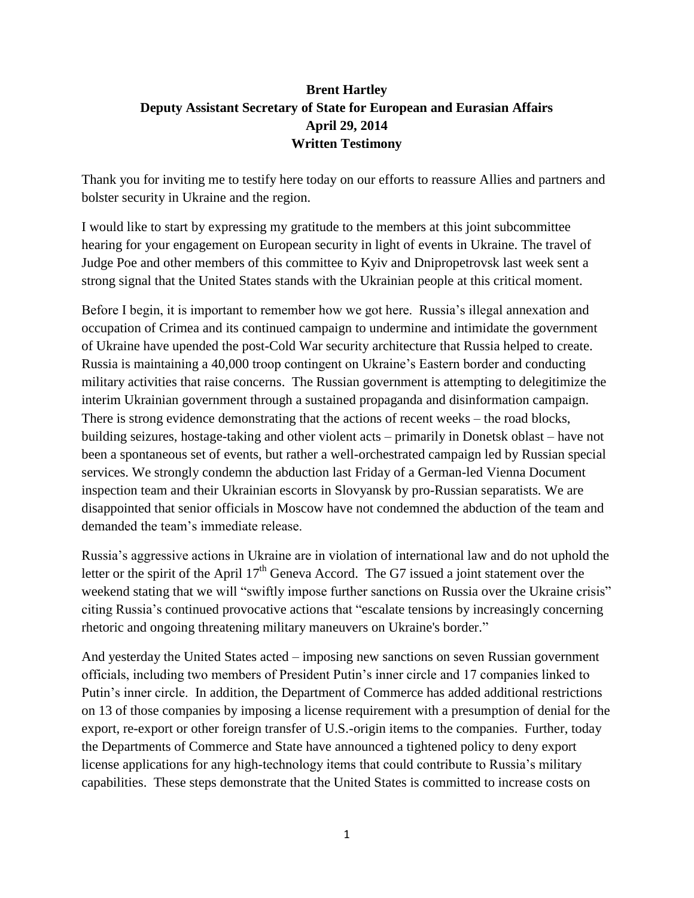**Brent Hartley**
**Deputy Assistant Secretary of State for European and Eurasian Affairs**
**April 29, 2014**
**Written Testimony**

Thank you for inviting me to testify here today on our efforts to reassure Allies and partners and bolster security in Ukraine and the region.

I would like to start by expressing my gratitude to the members at this joint subcommittee hearing for your engagement on European security in light of events in Ukraine. The travel of Judge Poe and other members of this committee to Kyiv and Dnipropetrovsk last week sent a strong signal that the United States stands with the Ukrainian people at this critical moment.

Before I begin, it is important to remember how we got here. Russia's illegal annexation and occupation of Crimea and its continued campaign to undermine and intimidate the government of Ukraine have upended the post-Cold War security architecture that Russia helped to create. Russia is maintaining a 40,000 troop contingent on Ukraine's Eastern border and conducting military activities that raise concerns. The Russian government is attempting to delegitimize the interim Ukrainian government through a sustained propaganda and disinformation campaign. There is strong evidence demonstrating that the actions of recent weeks – the road blocks, building seizures, hostage-taking and other violent acts – primarily in Donetsk oblast – have not been a spontaneous set of events, but rather a well-orchestrated campaign led by Russian special services. We strongly condemn the abduction last Friday of a German-led Vienna Document inspection team and their Ukrainian escorts in Slovyansk by pro-Russian separatists. We are disappointed that senior officials in Moscow have not condemned the abduction of the team and demanded the team's immediate release.

Russia's aggressive actions in Ukraine are in violation of international law and do not uphold the letter or the spirit of the April 17th Geneva Accord. The G7 issued a joint statement over the weekend stating that we will "swiftly impose further sanctions on Russia over the Ukraine crisis" citing Russia's continued provocative actions that "escalate tensions by increasingly concerning rhetoric and ongoing threatening military maneuvers on Ukraine's border."

And yesterday the United States acted – imposing new sanctions on seven Russian government officials, including two members of President Putin's inner circle and 17 companies linked to Putin's inner circle. In addition, the Department of Commerce has added additional restrictions on 13 of those companies by imposing a license requirement with a presumption of denial for the export, re-export or other foreign transfer of U.S.-origin items to the companies. Further, today the Departments of Commerce and State have announced a tightened policy to deny export license applications for any high-technology items that could contribute to Russia's military capabilities. These steps demonstrate that the United States is committed to increase costs on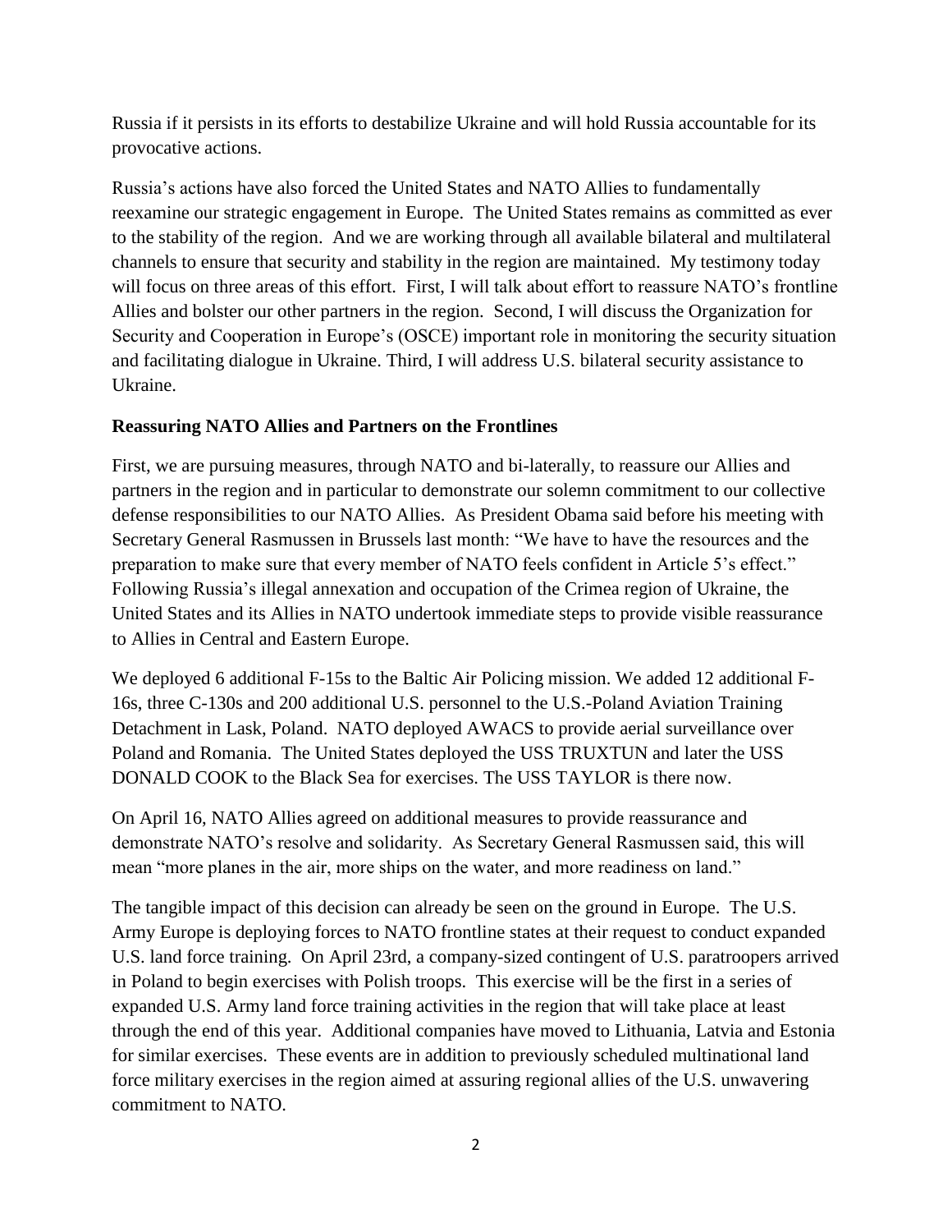Russia if it persists in its efforts to destabilize Ukraine and will hold Russia accountable for its provocative actions.

Russia's actions have also forced the United States and NATO Allies to fundamentally reexamine our strategic engagement in Europe. The United States remains as committed as ever to the stability of the region. And we are working through all available bilateral and multilateral channels to ensure that security and stability in the region are maintained. My testimony today will focus on three areas of this effort. First, I will talk about effort to reassure NATO's frontline Allies and bolster our other partners in the region. Second, I will discuss the Organization for Security and Cooperation in Europe's (OSCE) important role in monitoring the security situation and facilitating dialogue in Ukraine. Third, I will address U.S. bilateral security assistance to Ukraine.

**Reassuring NATO Allies and Partners on the Frontlines**

First, we are pursuing measures, through NATO and bi-laterally, to reassure our Allies and partners in the region and in particular to demonstrate our solemn commitment to our collective defense responsibilities to our NATO Allies. As President Obama said before his meeting with Secretary General Rasmussen in Brussels last month: "We have to have the resources and the preparation to make sure that every member of NATO feels confident in Article 5's effect." Following Russia's illegal annexation and occupation of the Crimea region of Ukraine, the United States and its Allies in NATO undertook immediate steps to provide visible reassurance to Allies in Central and Eastern Europe.

We deployed 6 additional F-15s to the Baltic Air Policing mission. We added 12 additional F-16s, three C-130s and 200 additional U.S. personnel to the U.S.-Poland Aviation Training Detachment in Lask, Poland. NATO deployed AWACS to provide aerial surveillance over Poland and Romania. The United States deployed the USS TRUXTUN and later the USS DONALD COOK to the Black Sea for exercises. The USS TAYLOR is there now.

On April 16, NATO Allies agreed on additional measures to provide reassurance and demonstrate NATO's resolve and solidarity. As Secretary General Rasmussen said, this will mean "more planes in the air, more ships on the water, and more readiness on land."

The tangible impact of this decision can already be seen on the ground in Europe. The U.S. Army Europe is deploying forces to NATO frontline states at their request to conduct expanded U.S. land force training. On April 23rd, a company-sized contingent of U.S. paratroopers arrived in Poland to begin exercises with Polish troops. This exercise will be the first in a series of expanded U.S. Army land force training activities in the region that will take place at least through the end of this year. Additional companies have moved to Lithuania, Latvia and Estonia for similar exercises. These events are in addition to previously scheduled multinational land force military exercises in the region aimed at assuring regional allies of the U.S. unwavering commitment to NATO.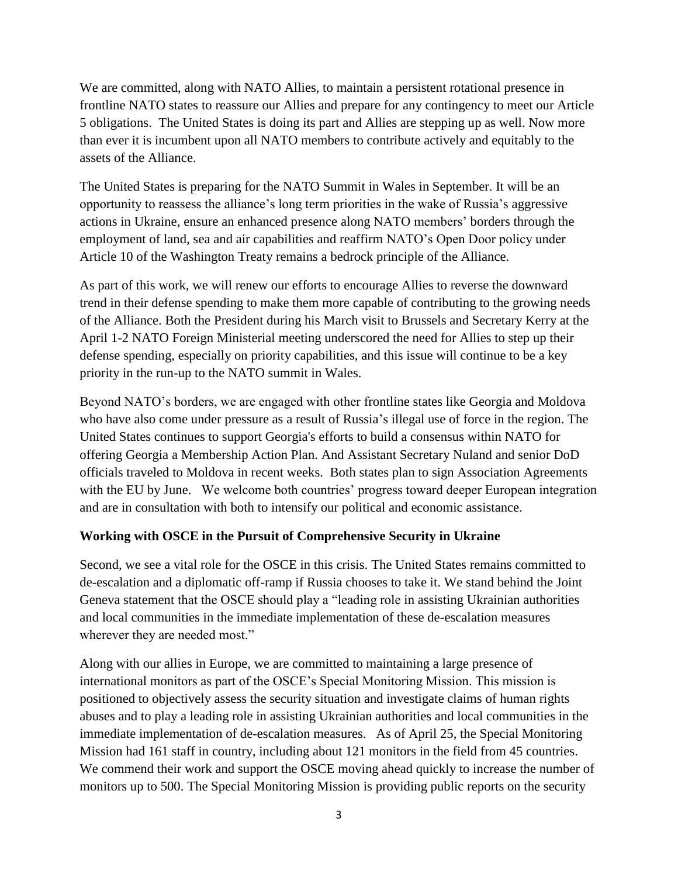We are committed, along with NATO Allies, to maintain a persistent rotational presence in frontline NATO states to reassure our Allies and prepare for any contingency to meet our Article 5 obligations. The United States is doing its part and Allies are stepping up as well. Now more than ever it is incumbent upon all NATO members to contribute actively and equitably to the assets of the Alliance.

The United States is preparing for the NATO Summit in Wales in September. It will be an opportunity to reassess the alliance's long term priorities in the wake of Russia's aggressive actions in Ukraine, ensure an enhanced presence along NATO members' borders through the employment of land, sea and air capabilities and reaffirm NATO's Open Door policy under Article 10 of the Washington Treaty remains a bedrock principle of the Alliance.

As part of this work, we will renew our efforts to encourage Allies to reverse the downward trend in their defense spending to make them more capable of contributing to the growing needs of the Alliance. Both the President during his March visit to Brussels and Secretary Kerry at the April 1-2 NATO Foreign Ministerial meeting underscored the need for Allies to step up their defense spending, especially on priority capabilities, and this issue will continue to be a key priority in the run-up to the NATO summit in Wales.

Beyond NATO's borders, we are engaged with other frontline states like Georgia and Moldova who have also come under pressure as a result of Russia's illegal use of force in the region. The United States continues to support Georgia's efforts to build a consensus within NATO for offering Georgia a Membership Action Plan. And Assistant Secretary Nuland and senior DoD officials traveled to Moldova in recent weeks. Both states plan to sign Association Agreements with the EU by June. We welcome both countries' progress toward deeper European integration and are in consultation with both to intensify our political and economic assistance.

**Working with OSCE in the Pursuit of Comprehensive Security in Ukraine**

Second, we see a vital role for the OSCE in this crisis. The United States remains committed to de-escalation and a diplomatic off-ramp if Russia chooses to take it. We stand behind the Joint Geneva statement that the OSCE should play a "leading role in assisting Ukrainian authorities and local communities in the immediate implementation of these de-escalation measures wherever they are needed most."

Along with our allies in Europe, we are committed to maintaining a large presence of international monitors as part of the OSCE's Special Monitoring Mission. This mission is positioned to objectively assess the security situation and investigate claims of human rights abuses and to play a leading role in assisting Ukrainian authorities and local communities in the immediate implementation of de-escalation measures. As of April 25, the Special Monitoring Mission had 161 staff in country, including about 121 monitors in the field from 45 countries. We commend their work and support the OSCE moving ahead quickly to increase the number of monitors up to 500. The Special Monitoring Mission is providing public reports on the security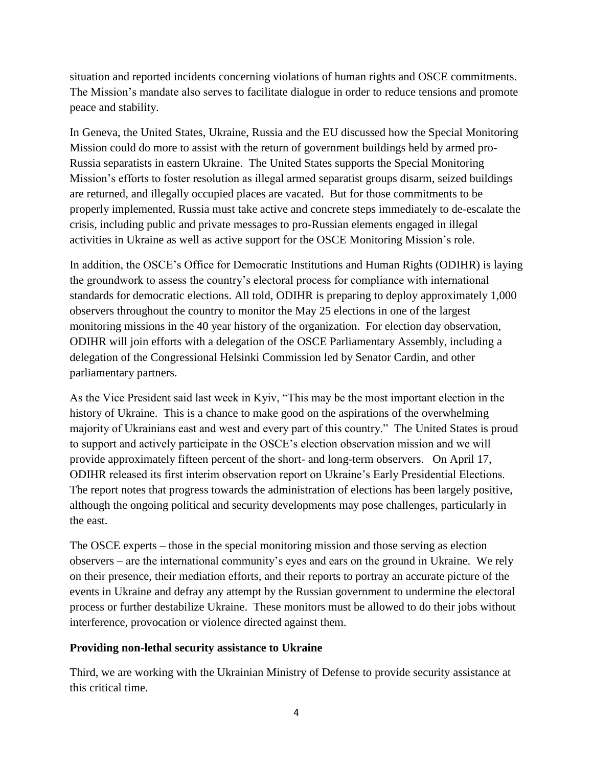situation and reported incidents concerning violations of human rights and OSCE commitments. The Mission's mandate also serves to facilitate dialogue in order to reduce tensions and promote peace and stability.

In Geneva, the United States, Ukraine, Russia and the EU discussed how the Special Monitoring Mission could do more to assist with the return of government buildings held by armed pro-Russia separatists in eastern Ukraine. The United States supports the Special Monitoring Mission's efforts to foster resolution as illegal armed separatist groups disarm, seized buildings are returned, and illegally occupied places are vacated. But for those commitments to be properly implemented, Russia must take active and concrete steps immediately to de-escalate the crisis, including public and private messages to pro-Russian elements engaged in illegal activities in Ukraine as well as active support for the OSCE Monitoring Mission's role.

In addition, the OSCE's Office for Democratic Institutions and Human Rights (ODIHR) is laying the groundwork to assess the country's electoral process for compliance with international standards for democratic elections. All told, ODIHR is preparing to deploy approximately 1,000 observers throughout the country to monitor the May 25 elections in one of the largest monitoring missions in the 40 year history of the organization. For election day observation, ODIHR will join efforts with a delegation of the OSCE Parliamentary Assembly, including a delegation of the Congressional Helsinki Commission led by Senator Cardin, and other parliamentary partners.

As the Vice President said last week in Kyiv, "This may be the most important election in the history of Ukraine. This is a chance to make good on the aspirations of the overwhelming majority of Ukrainians east and west and every part of this country." The United States is proud to support and actively participate in the OSCE's election observation mission and we will provide approximately fifteen percent of the short- and long-term observers. On April 17, ODIHR released its first interim observation report on Ukraine's Early Presidential Elections. The report notes that progress towards the administration of elections has been largely positive, although the ongoing political and security developments may pose challenges, particularly in the east.

The OSCE experts – those in the special monitoring mission and those serving as election observers – are the international community's eyes and ears on the ground in Ukraine. We rely on their presence, their mediation efforts, and their reports to portray an accurate picture of the events in Ukraine and defray any attempt by the Russian government to undermine the electoral process or further destabilize Ukraine. These monitors must be allowed to do their jobs without interference, provocation or violence directed against them.

**Providing non-lethal security assistance to Ukraine**

Third, we are working with the Ukrainian Ministry of Defense to provide security assistance at this critical time.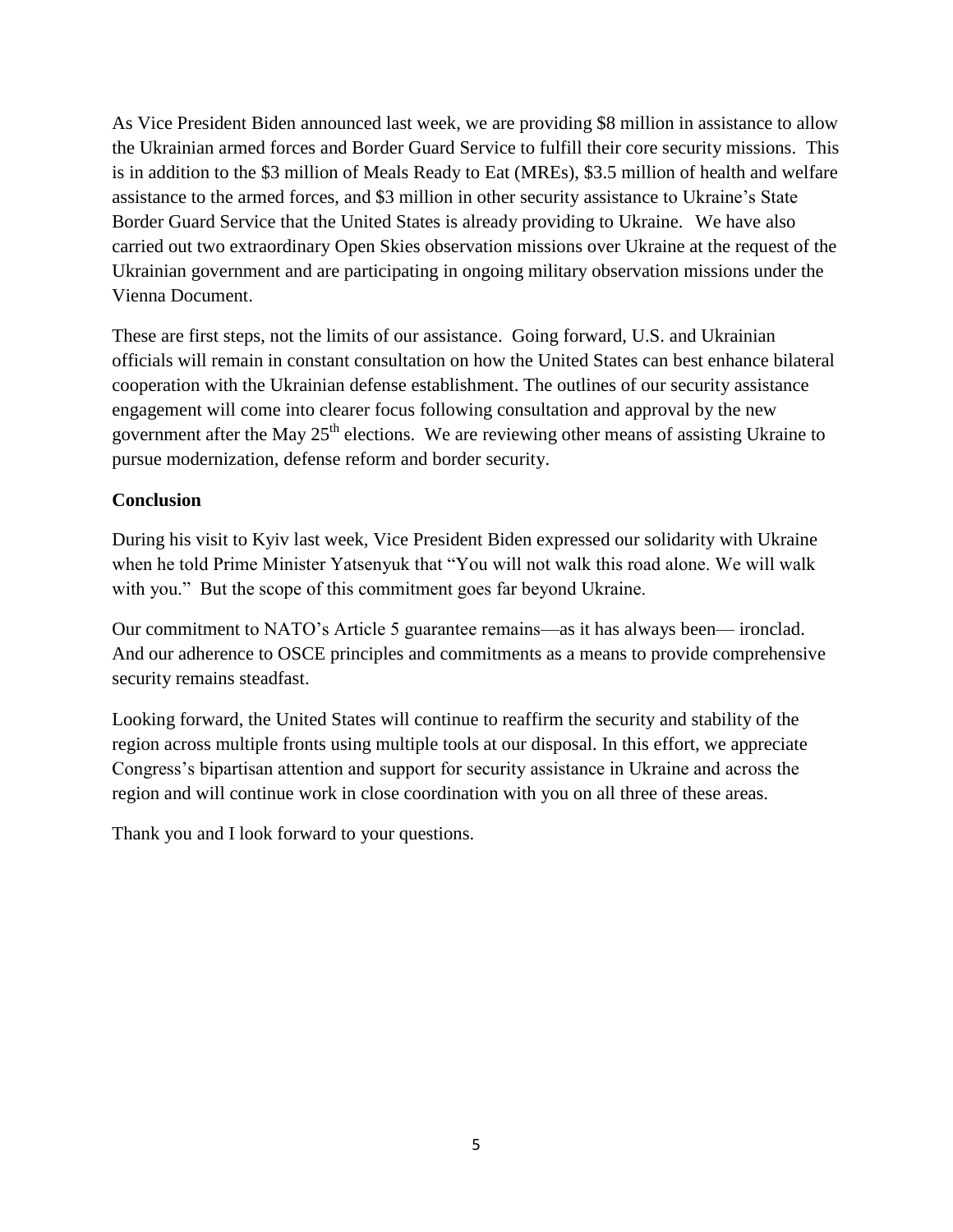As Vice President Biden announced last week, we are providing \$8 million in assistance to allow the Ukrainian armed forces and Border Guard Service to fulfill their core security missions. This is in addition to the \$3 million of Meals Ready to Eat (MREs), \$3.5 million of health and welfare assistance to the armed forces, and \$3 million in other security assistance to Ukraine's State Border Guard Service that the United States is already providing to Ukraine. We have also carried out two extraordinary Open Skies observation missions over Ukraine at the request of the Ukrainian government and are participating in ongoing military observation missions under the Vienna Document.

These are first steps, not the limits of our assistance. Going forward, U.S. and Ukrainian officials will remain in constant consultation on how the United States can best enhance bilateral cooperation with the Ukrainian defense establishment. The outlines of our security assistance engagement will come into clearer focus following consultation and approval by the new government after the May 25th elections. We are reviewing other means of assisting Ukraine to pursue modernization, defense reform and border security.

**Conclusion**

During his visit to Kyiv last week, Vice President Biden expressed our solidarity with Ukraine when he told Prime Minister Yatsenyuk that "You will not walk this road alone. We will walk with you." But the scope of this commitment goes far beyond Ukraine.

Our commitment to NATO's Article 5 guarantee remains—as it has always been— ironclad. And our adherence to OSCE principles and commitments as a means to provide comprehensive security remains steadfast.

Looking forward, the United States will continue to reaffirm the security and stability of the region across multiple fronts using multiple tools at our disposal. In this effort, we appreciate Congress's bipartisan attention and support for security assistance in Ukraine and across the region and will continue work in close coordination with you on all three of these areas.

Thank you and I look forward to your questions.